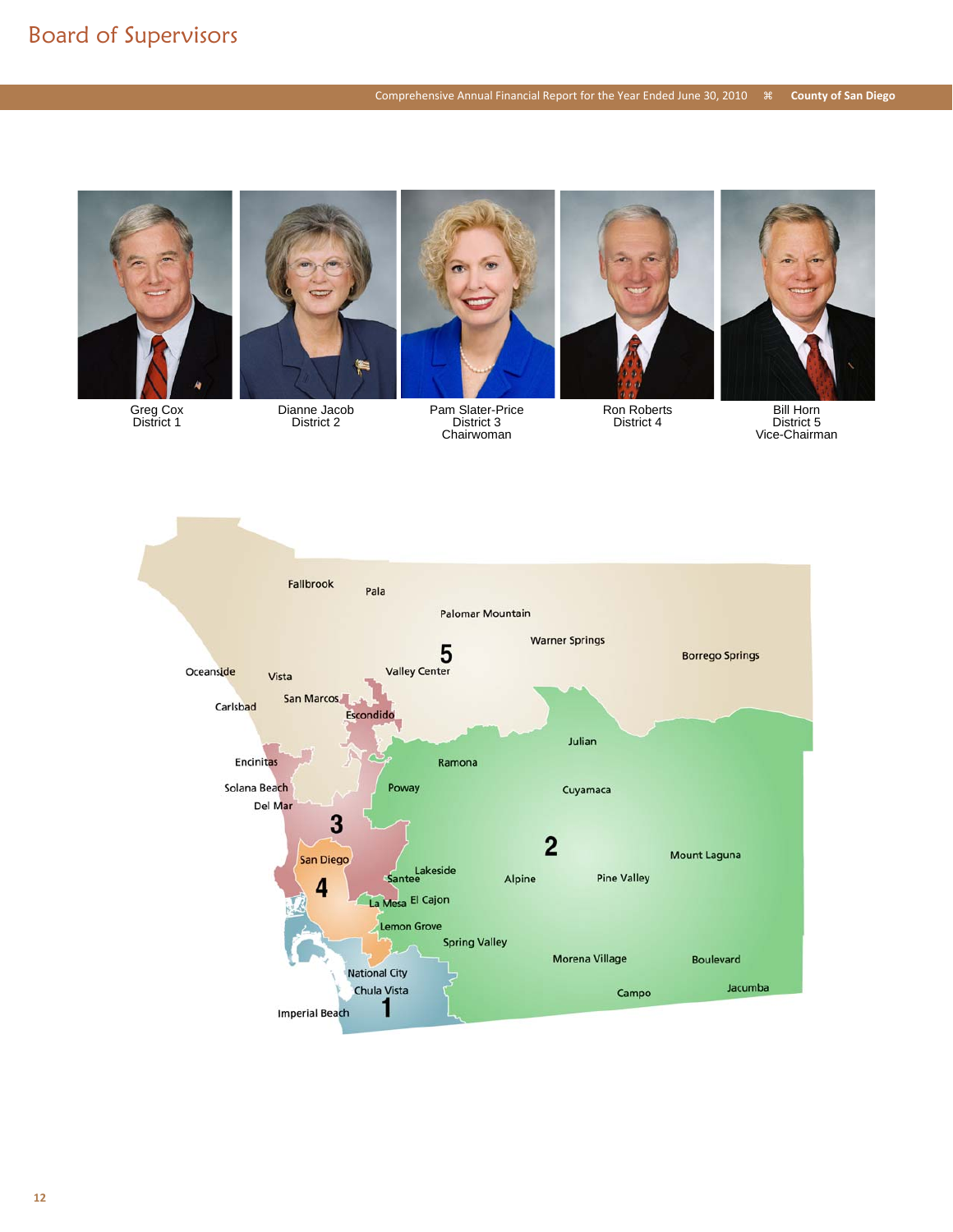# Board of Supervisors

Greg Cox
District 1

Dianne Jacob
District 2

Pam Slater-Price
District 3
Chairwoman

Ron Roberts
District 4

Bill Horn
District 5
Vice-Chairman

Fallbrook
Pala
Palomar Mountain
Warner Springs
Borrego Springs
5
Valley Center
Oceanside
Vista
San Marcos
Carlsbad
Escondido
Julian
Encinitas
Ramona
Solana Beach
Poway
Cuyamaca
Del Mar
3
2
Mount Laguna
San Diego
Lakeside
Santee
Alpine
Pine Valley
4
La Mesa
El Cajon
Lemon Grove
Spring Valley
Morena Village
Boulevard
National City
Chula Vista
Campo
Jacumba
1
Imperial Beach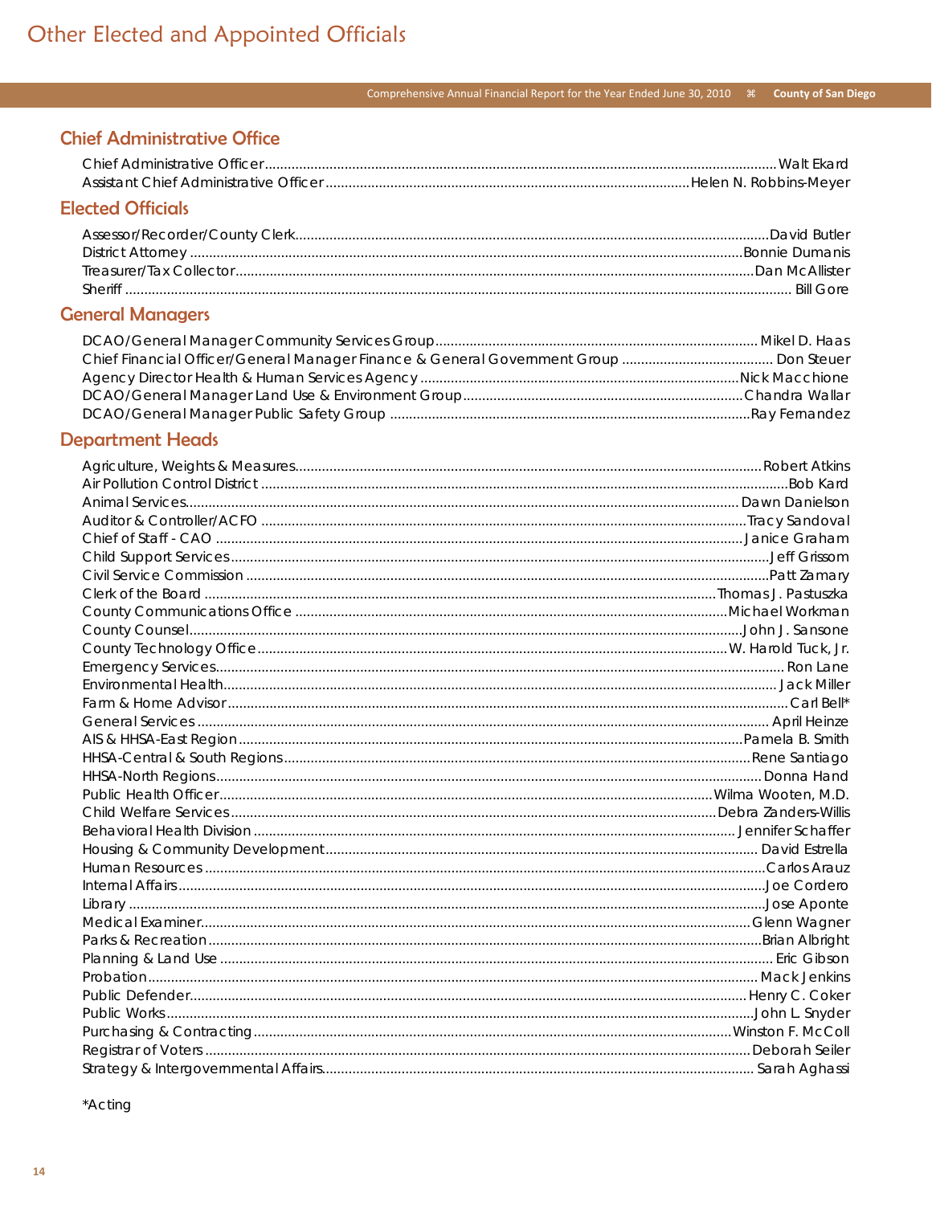# Other Elected and Appointed Officials

## Chief Administrative Office

| | |
|---|---|
| Chief Administrative Officer | Walt Ekard |
| Assistant Chief Administrative Officer | Helen N. Robbins-Meyer |

## Elected Officials

| | |
|---|---|
| Assessor/Recorder/County Clerk | David Butler |
| District Attorney | Bonnie Dumanis |
| Treasurer/Tax Collector | Dan McAllister |
| Sheriff | Bill Gore |

## General Managers

| | |
|---|---|
| DCAO/General Manager Community Services Group | Mikel D. Haas |
| Chief Financial Officer/General Manager Finance & General Government Group | Don Steuer |
| Agency Director Health & Human Services Agency | Nick Macchione |
| DCAO/General Manager Land Use & Environment Group | Chandra Wallar |
| DCAO/General Manager Public Safety Group | Ray Fernandez |

## Department Heads

| | |
|---|---|
| Agriculture, Weights & Measures | Robert Atkins |
| Air Pollution Control District | Bob Kard |
| Animal Services | Dawn Danielson |
| Auditor & Controller/ACFO | Tracy Sandoval |
| Chief of Staff - CAO | Janice Graham |
| Child Support Services | Jeff Grissom |
| Civil Service Commission | Patt Zamary |
| Clerk of the Board | Thomas J. Pastuszka |
| County Communications Office | Michael Workman |
| County Counsel | John J. Sansone |
| County Technology Office | W. Harold Tuck, Jr. |
| Emergency Services | Ron Lane |
| Environmental Health | Jack Miller |
| Farm & Home Advisor | Carl Bell* |
| General Services | April Heinze |
| AIS & HHSA-East Region | Pamela B. Smith |
| HHSA-Central & South Regions | Rene Santiago |
| HHSA-North Regions | Donna Hand |
| Public Health Officer | Wilma Wooten, M.D. |
| Child Welfare Services | Debra Zanders-Willis |
| Behavioral Health Division | Jennifer Schaffer |
| Housing & Community Development | David Estrella |
| Human Resources | Carlos Arauz |
| Internal Affairs | Joe Cordero |
| Library | Jose Aponte |
| Medical Examiner | Glenn Wagner |
| Parks & Recreation | Brian Albright |
| Planning & Land Use | Eric Gibson |
| Probation | Mack Jenkins |
| Public Defender | Henry C. Coker |
| Public Works | John L. Snyder |
| Purchasing & Contracting | Winston F. McColl |
| Registrar of Voters | Deborah Seiler |
| Strategy & Intergovernmental Affairs | Sarah Aghassi |

*Acting